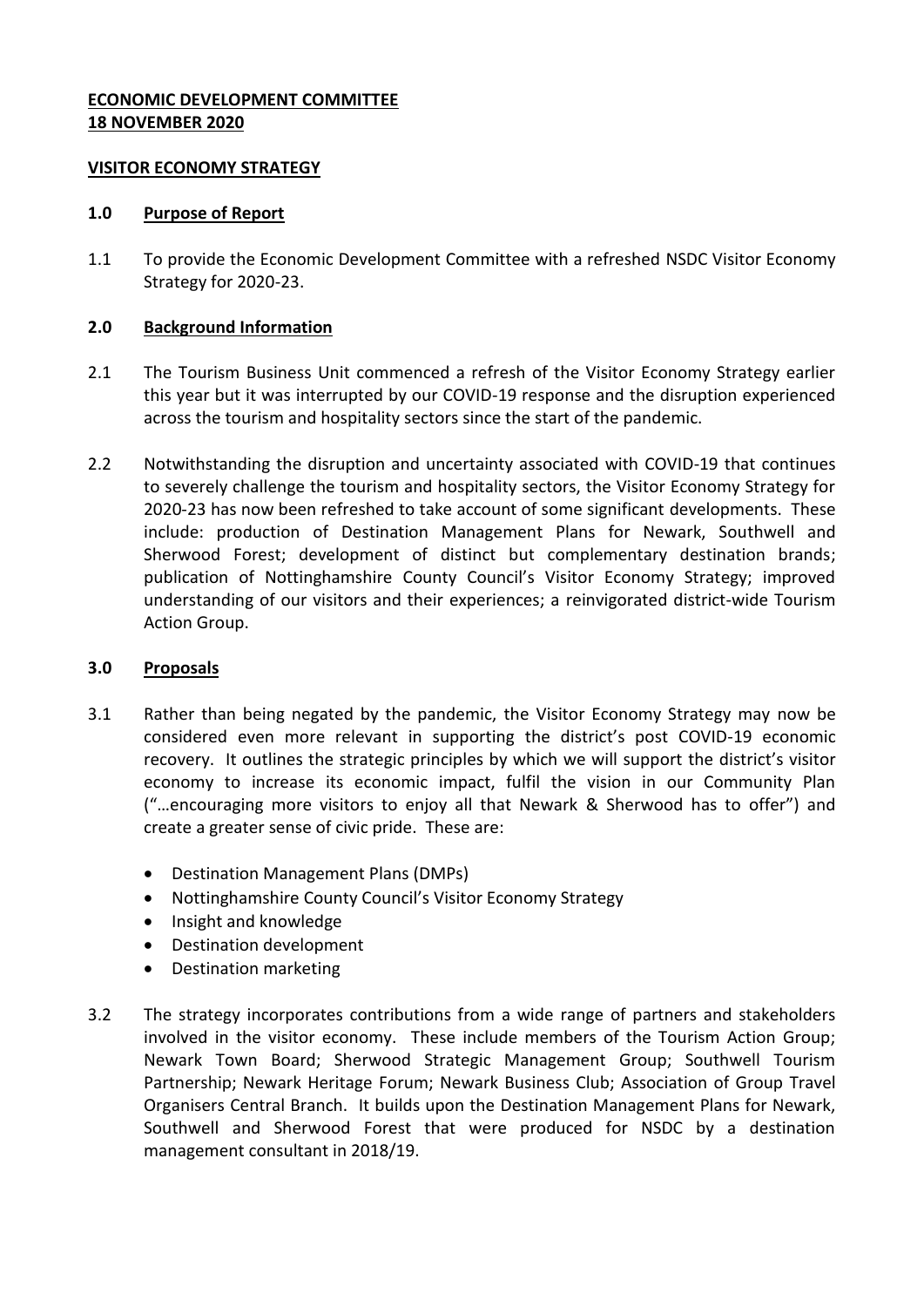**ECONOMIC DEVELOPMENT COMMITTEE**
**18 NOVEMBER 2020**

**VISITOR ECONOMY STRATEGY**

## 1.0 Purpose of Report

1.1 To provide the Economic Development Committee with a refreshed NSDC Visitor Economy Strategy for 2020-23.

## 2.0 Background Information

2.1 The Tourism Business Unit commenced a refresh of the Visitor Economy Strategy earlier this year but it was interrupted by our COVID-19 response and the disruption experienced across the tourism and hospitality sectors since the start of the pandemic.

2.2 Notwithstanding the disruption and uncertainty associated with COVID-19 that continues to severely challenge the tourism and hospitality sectors, the Visitor Economy Strategy for 2020-23 has now been refreshed to take account of some significant developments. These include: production of Destination Management Plans for Newark, Southwell and Sherwood Forest; development of distinct but complementary destination brands; publication of Nottinghamshire County Council's Visitor Economy Strategy; improved understanding of our visitors and their experiences; a reinvigorated district-wide Tourism Action Group.

## 3.0 Proposals

3.1 Rather than being negated by the pandemic, the Visitor Economy Strategy may now be considered even more relevant in supporting the district's post COVID-19 economic recovery. It outlines the strategic principles by which we will support the district's visitor economy to increase its economic impact, fulfil the vision in our Community Plan ("…encouraging more visitors to enjoy all that Newark & Sherwood has to offer") and create a greater sense of civic pride. These are:

- Destination Management Plans (DMPs)
- Nottinghamshire County Council's Visitor Economy Strategy
- Insight and knowledge
- Destination development
- Destination marketing

3.2 The strategy incorporates contributions from a wide range of partners and stakeholders involved in the visitor economy. These include members of the Tourism Action Group; Newark Town Board; Sherwood Strategic Management Group; Southwell Tourism Partnership; Newark Heritage Forum; Newark Business Club; Association of Group Travel Organisers Central Branch. It builds upon the Destination Management Plans for Newark, Southwell and Sherwood Forest that were produced for NSDC by a destination management consultant in 2018/19.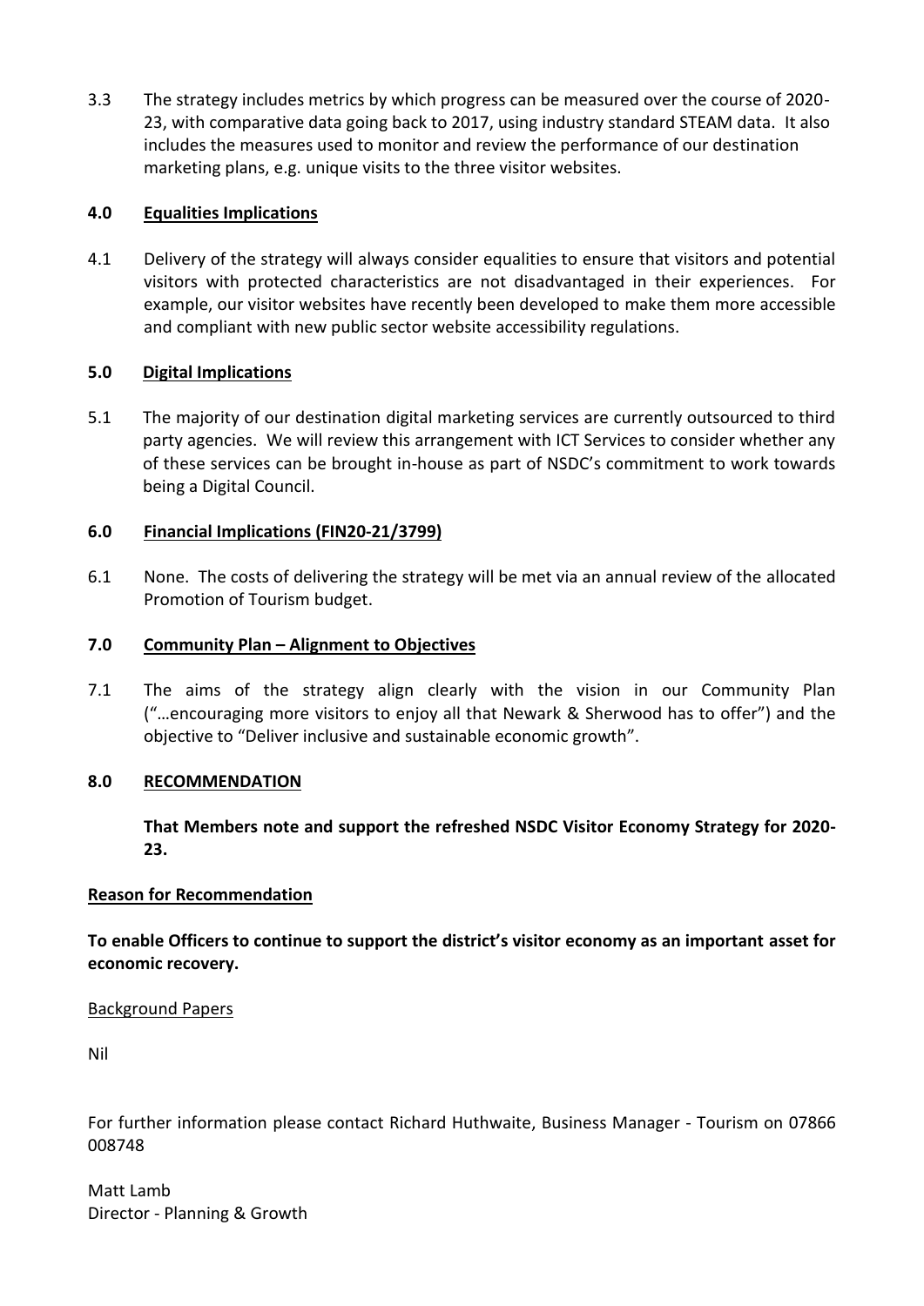3.3 The strategy includes metrics by which progress can be measured over the course of 2020-23, with comparative data going back to 2017, using industry standard STEAM data. It also includes the measures used to monitor and review the performance of our destination marketing plans, e.g. unique visits to the three visitor websites.

## 4.0 Equalities Implications

4.1 Delivery of the strategy will always consider equalities to ensure that visitors and potential visitors with protected characteristics are not disadvantaged in their experiences. For example, our visitor websites have recently been developed to make them more accessible and compliant with new public sector website accessibility regulations.

## 5.0 Digital Implications

5.1 The majority of our destination digital marketing services are currently outsourced to third party agencies. We will review this arrangement with ICT Services to consider whether any of these services can be brought in-house as part of NSDC's commitment to work towards being a Digital Council.

## 6.0 Financial Implications (FIN20-21/3799)

6.1 None. The costs of delivering the strategy will be met via an annual review of the allocated Promotion of Tourism budget.

## 7.0 Community Plan – Alignment to Objectives

7.1 The aims of the strategy align clearly with the vision in our Community Plan ("…encouraging more visitors to enjoy all that Newark & Sherwood has to offer") and the objective to "Deliver inclusive and sustainable economic growth".

## 8.0 RECOMMENDATION

**That Members note and support the refreshed NSDC Visitor Economy Strategy for 2020-23.**

**Reason for Recommendation**

**To enable Officers to continue to support the district's visitor economy as an important asset for economic recovery.**

Background Papers

Nil

For further information please contact Richard Huthwaite, Business Manager - Tourism on 07866 008748

Matt Lamb
Director - Planning & Growth